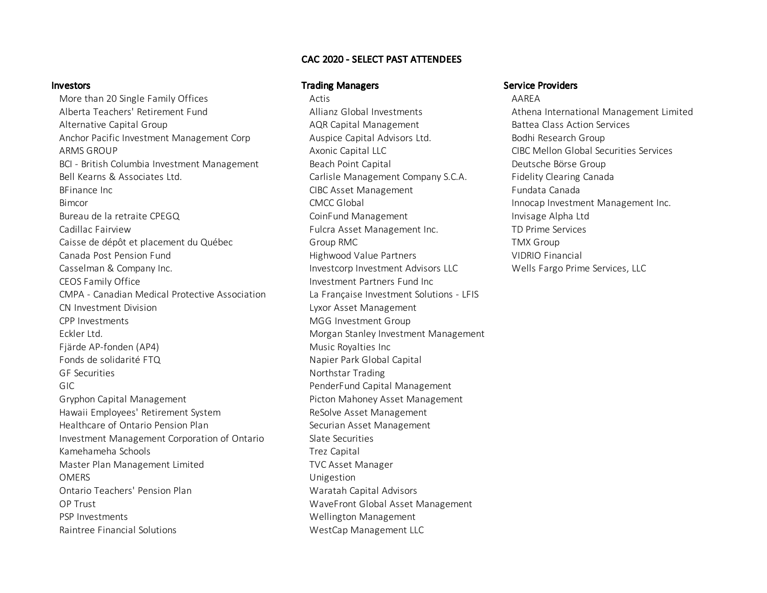# CAC 2020 - SELECT PAST ATTENDEES

## Investors

- More than 20 Single Family Offices
- Alberta Teachers' Retirement Fund
- Alternative Capital Group
- Anchor Pacific Investment Management Corp
- ARMS GROUP
- BCI - British Columbia Investment Management
- Bell Kearns & Associates Ltd.
- BFinance Inc
- Bimcor
- Bureau de la retraite CPEGQ
- Cadillac Fairview
- Caisse de dépôt et placement du Québec
- Canada Post Pension Fund
- Casselman & Company Inc.
- CEOS Family Office
- CMPA - Canadian Medical Protective Association
- CN Investment Division
- CPP Investments
- Eckler Ltd.
- Fjärde AP-fonden (AP4)
- Fonds de solidarité FTQ
- GF Securities
- GIC
- Gryphon Capital Management
- Hawaii Employees' Retirement System
- Healthcare of Ontario Pension Plan
- Investment Management Corporation of Ontario
- Kamehameha Schools
- Master Plan Management Limited
- OMERS
- Ontario Teachers' Pension Plan
- OP Trust
- PSP Investments
- Raintree Financial Solutions

## Trading Managers

- Actis
- Allianz Global Investments
- AQR Capital Management
- Auspice Capital Advisors Ltd.
- Axonic Capital LLC
- Beach Point Capital
- Carlisle Management Company S.C.A.
- CIBC Asset Management
- CMCC Global
- CoinFund Management
- Fulcra Asset Management Inc.
- Group RMC
- Highwood Value Partners
- Investcorp Investment Advisors LLC
- Investment Partners Fund Inc
- La Française Investment Solutions - LFIS
- Lyxor Asset Management
- MGG Investment Group
- Morgan Stanley Investment Management
- Music Royalties Inc
- Napier Park Global Capital
- Northstar Trading
- PenderFund Capital Management
- Picton Mahoney Asset Management
- ReSolve Asset Management
- Securian Asset Management
- Slate Securities
- Trez Capital
- TVC Asset Manager
- Unigestion
- Waratah Capital Advisors
- WaveFront Global Asset Management
- Wellington Management
- WestCap Management LLC

## Service Providers

- AAREA
- Athena International Management Limited
- Battea Class Action Services
- Bodhi Research Group
- CIBC Mellon Global Securities Services
- Deutsche Börse Group
- Fidelity Clearing Canada
- Fundata Canada
- Innocap Investment Management Inc.
- Invisage Alpha Ltd
- TD Prime Services
- TMX Group
- VIDRIO Financial
- Wells Fargo Prime Services, LLC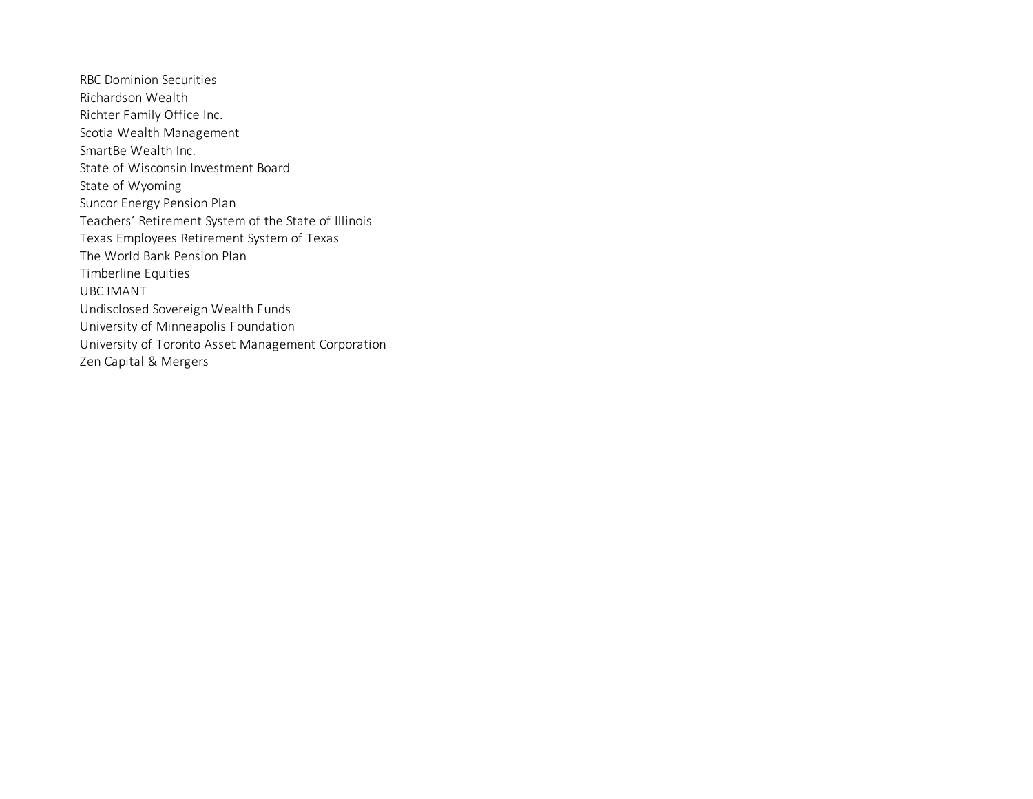RBC Dominion Securities
Richardson Wealth
Richter Family Office Inc.
Scotia Wealth Management
SmartBe Wealth Inc.
State of Wisconsin Investment Board
State of Wyoming
Suncor Energy Pension Plan
Teachers' Retirement System of the State of Illinois
Texas Employees Retirement System of Texas
The World Bank Pension Plan
Timberline Equities
UBC IMANT
Undisclosed Sovereign Wealth Funds
University of Minneapolis Foundation
University of Toronto Asset Management Corporation
Zen Capital & Mergers